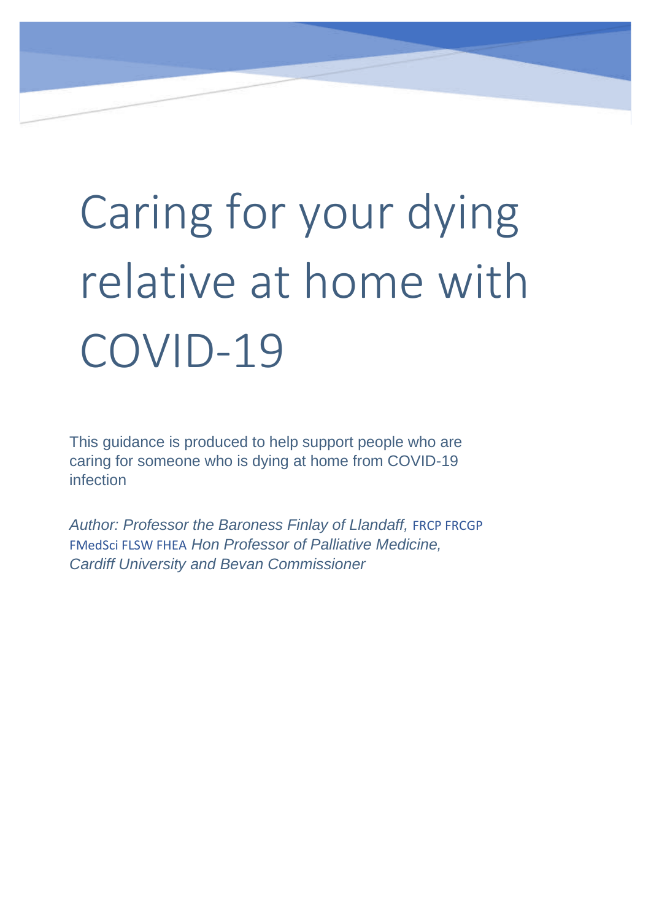# Caring for your dying relative at home with COVID-19

This guidance is produced to help support people who are caring for someone who is dying at home from COVID-19 infection

*Author: Professor the Baroness Finlay of Llandaff,* FRCP FRCGP FMedSci FLSW FHEA *Hon Professor of Palliative Medicine, Cardiff University and Bevan Commissioner*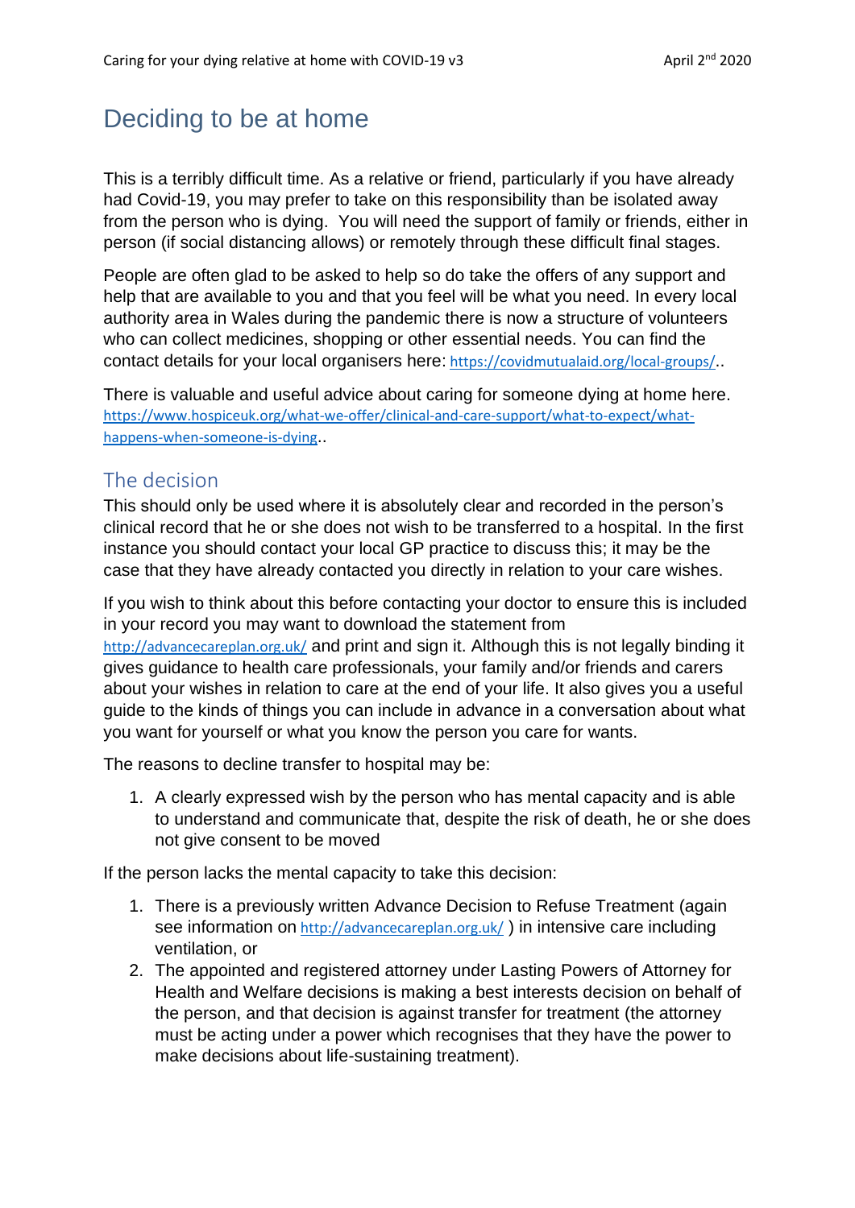# Deciding to be at home

This is a terribly difficult time. As a relative or friend, particularly if you have already had Covid-19, you may prefer to take on this responsibility than be isolated away from the person who is dying. You will need the support of family or friends, either in person (if social distancing allows) or remotely through these difficult final stages.

People are often glad to be asked to help so do take the offers of any support and help that are available to you and that you feel will be what you need. In every local authority area in Wales during the pandemic there is now a structure of volunteers who can collect medicines, shopping or other essential needs. You can find the contact details for your local organisers here: https://covidmutualaid.org/local-groups/..

There is valuable and useful advice about caring for someone dying at home here. https://www.hospiceuk.org/what-we-offer/clinical-and-care-support/what-to-expect/what-happens-when-someone-is-dying..

## The decision

This should only be used where it is absolutely clear and recorded in the person's clinical record that he or she does not wish to be transferred to a hospital. In the first instance you should contact your local GP practice to discuss this; it may be the case that they have already contacted you directly in relation to your care wishes.

If you wish to think about this before contacting your doctor to ensure this is included in your record you may want to download the statement from http://advancecareplan.org.uk/ and print and sign it. Although this is not legally binding it gives guidance to health care professionals, your family and/or friends and carers about your wishes in relation to care at the end of your life. It also gives you a useful guide to the kinds of things you can include in advance in a conversation about what you want for yourself or what you know the person you care for wants.

The reasons to decline transfer to hospital may be:

1. A clearly expressed wish by the person who has mental capacity and is able to understand and communicate that, despite the risk of death, he or she does not give consent to be moved

If the person lacks the mental capacity to take this decision:

1. There is a previously written Advance Decision to Refuse Treatment (again see information on http://advancecareplan.org.uk/ ) in intensive care including ventilation, or
2. The appointed and registered attorney under Lasting Powers of Attorney for Health and Welfare decisions is making a best interests decision on behalf of the person, and that decision is against transfer for treatment (the attorney must be acting under a power which recognises that they have the power to make decisions about life-sustaining treatment).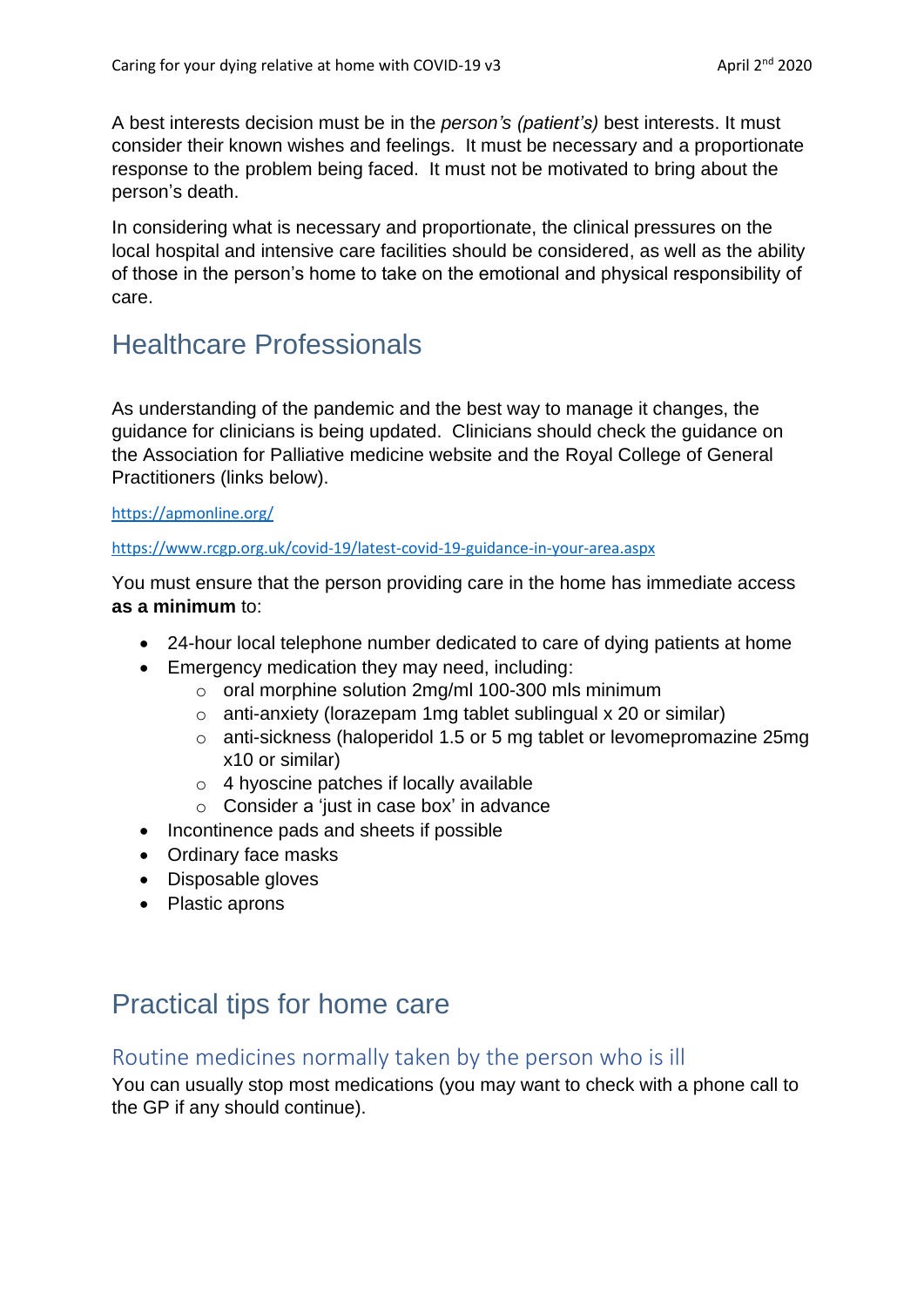A best interests decision must be in the *person's (patient's)* best interests. It must consider their known wishes and feelings. It must be necessary and a proportionate response to the problem being faced. It must not be motivated to bring about the person's death.

In considering what is necessary and proportionate, the clinical pressures on the local hospital and intensive care facilities should be considered, as well as the ability of those in the person's home to take on the emotional and physical responsibility of care.

## Healthcare Professionals

As understanding of the pandemic and the best way to manage it changes, the guidance for clinicians is being updated. Clinicians should check the guidance on the Association for Palliative medicine website and the Royal College of General Practitioners (links below).

https://apmonline.org/

https://www.rcgp.org.uk/covid-19/latest-covid-19-guidance-in-your-area.aspx

You must ensure that the person providing care in the home has immediate access **as a minimum** to:

- 24-hour local telephone number dedicated to care of dying patients at home
- Emergency medication they may need, including:
  - oral morphine solution 2mg/ml 100-300 mls minimum
  - anti-anxiety (lorazepam 1mg tablet sublingual x 20 or similar)
  - anti-sickness (haloperidol 1.5 or 5 mg tablet or levomepromazine 25mg x10 or similar)
  - 4 hyoscine patches if locally available
  - Consider a 'just in case box' in advance
- Incontinence pads and sheets if possible
- Ordinary face masks
- Disposable gloves
- Plastic aprons

## Practical tips for home care

### Routine medicines normally taken by the person who is ill

You can usually stop most medications (you may want to check with a phone call to the GP if any should continue).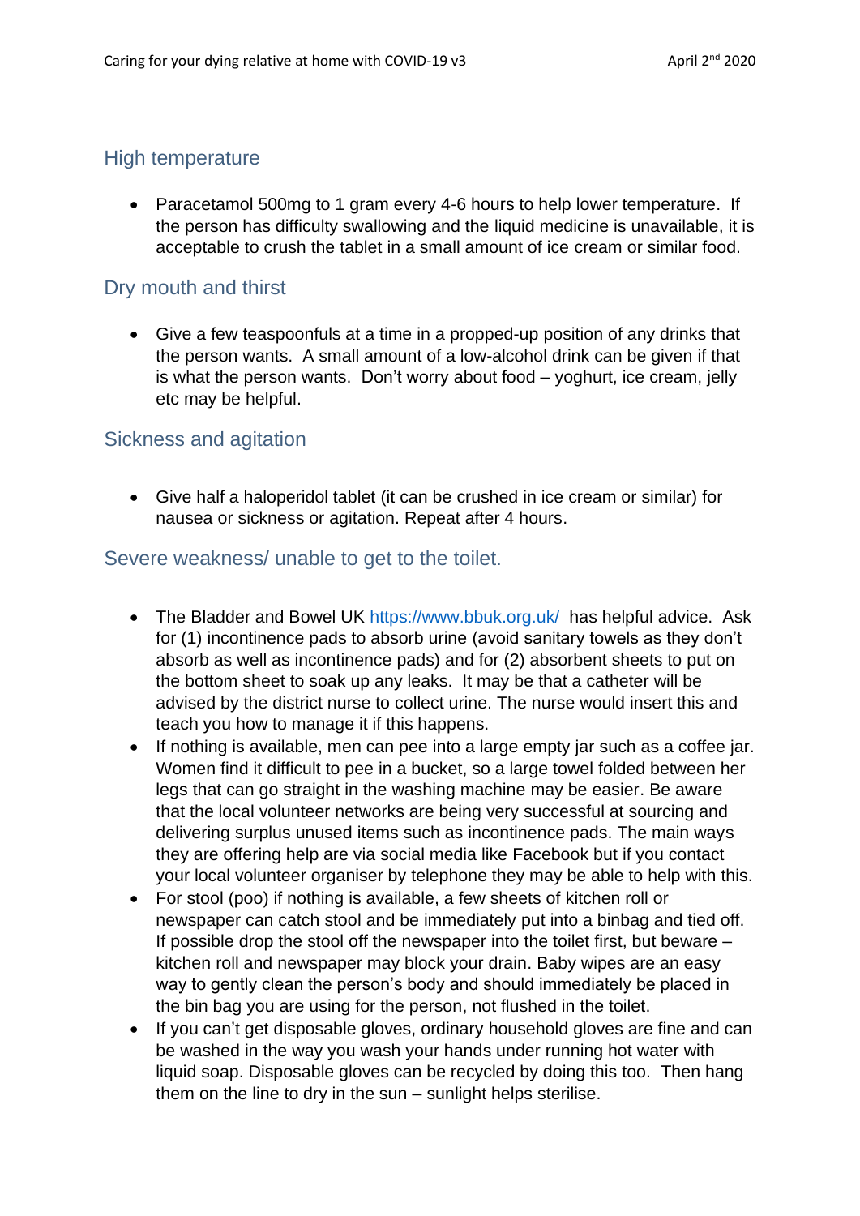## High temperature

- Paracetamol 500mg to 1 gram every 4-6 hours to help lower temperature. If the person has difficulty swallowing and the liquid medicine is unavailable, it is acceptable to crush the tablet in a small amount of ice cream or similar food.

## Dry mouth and thirst

- Give a few teaspoonfuls at a time in a propped-up position of any drinks that the person wants. A small amount of a low-alcohol drink can be given if that is what the person wants. Don't worry about food – yoghurt, ice cream, jelly etc may be helpful.

## Sickness and agitation

- Give half a haloperidol tablet (it can be crushed in ice cream or similar) for nausea or sickness or agitation. Repeat after 4 hours.

## Severe weakness/ unable to get to the toilet.

- The Bladder and Bowel UK https://www.bbuk.org.uk/ has helpful advice. Ask for (1) incontinence pads to absorb urine (avoid sanitary towels as they don't absorb as well as incontinence pads) and for (2) absorbent sheets to put on the bottom sheet to soak up any leaks. It may be that a catheter will be advised by the district nurse to collect urine. The nurse would insert this and teach you how to manage it if this happens.
- If nothing is available, men can pee into a large empty jar such as a coffee jar. Women find it difficult to pee in a bucket, so a large towel folded between her legs that can go straight in the washing machine may be easier. Be aware that the local volunteer networks are being very successful at sourcing and delivering surplus unused items such as incontinence pads. The main ways they are offering help are via social media like Facebook but if you contact your local volunteer organiser by telephone they may be able to help with this.
- For stool (poo) if nothing is available, a few sheets of kitchen roll or newspaper can catch stool and be immediately put into a binbag and tied off. If possible drop the stool off the newspaper into the toilet first, but beware – kitchen roll and newspaper may block your drain. Baby wipes are an easy way to gently clean the person's body and should immediately be placed in the bin bag you are using for the person, not flushed in the toilet.
- If you can't get disposable gloves, ordinary household gloves are fine and can be washed in the way you wash your hands under running hot water with liquid soap. Disposable gloves can be recycled by doing this too. Then hang them on the line to dry in the sun – sunlight helps sterilise.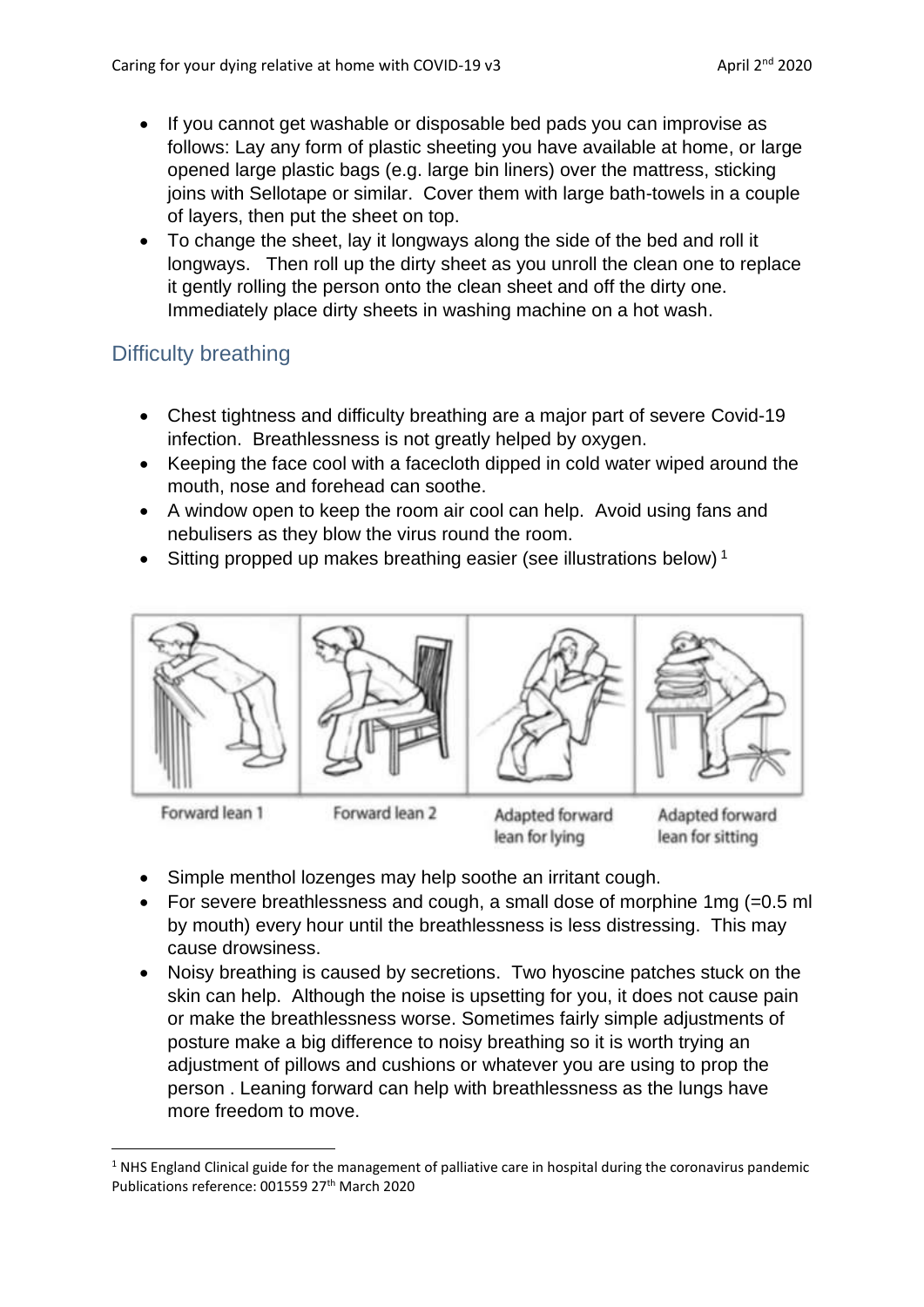- If you cannot get washable or disposable bed pads you can improvise as follows: Lay any form of plastic sheeting you have available at home, or large opened large plastic bags (e.g. large bin liners) over the mattress, sticking joins with Sellotape or similar. Cover them with large bath-towels in a couple of layers, then put the sheet on top.
- To change the sheet, lay it longways along the side of the bed and roll it longways. Then roll up the dirty sheet as you unroll the clean one to replace it gently rolling the person onto the clean sheet and off the dirty one. Immediately place dirty sheets in washing machine on a hot wash.

## Difficulty breathing

- Chest tightness and difficulty breathing are a major part of severe Covid-19 infection. Breathlessness is not greatly helped by oxygen.
- Keeping the face cool with a facecloth dipped in cold water wiped around the mouth, nose and forehead can soothe.
- A window open to keep the room air cool can help. Avoid using fans and nebulisers as they blow the virus round the room.
- Sitting propped up makes breathing easier (see illustrations below) [1]

Forward lean 1 | Forward lean 2 | Adapted forward lean for lying | Adapted forward lean for sitting

- Simple menthol lozenges may help soothe an irritant cough.
- For severe breathlessness and cough, a small dose of morphine 1mg (=0.5 ml by mouth) every hour until the breathlessness is less distressing. This may cause drowsiness.
- Noisy breathing is caused by secretions. Two hyoscine patches stuck on the skin can help. Although the noise is upsetting for you, it does not cause pain or make the breathlessness worse. Sometimes fairly simple adjustments of posture make a big difference to noisy breathing so it is worth trying an adjustment of pillows and cushions or whatever you are using to prop the person . Leaning forward can help with breathlessness as the lungs have more freedom to move.

[1] NHS England Clinical guide for the management of palliative care in hospital during the coronavirus pandemic Publications reference: 001559 27th March 2020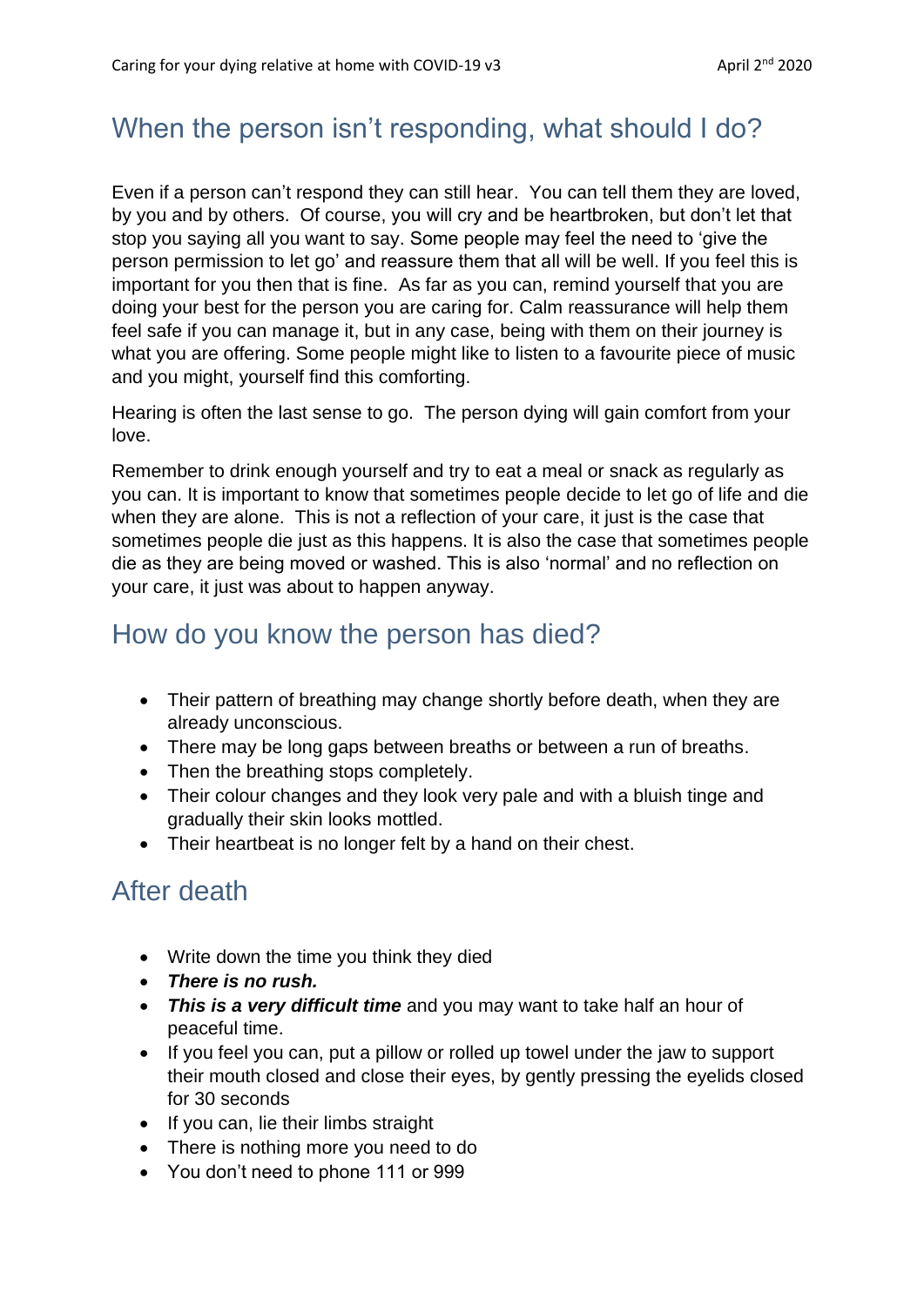## When the person isn't responding, what should I do?

Even if a person can't respond they can still hear. You can tell them they are loved, by you and by others. Of course, you will cry and be heartbroken, but don't let that stop you saying all you want to say. Some people may feel the need to 'give the person permission to let go' and reassure them that all will be well. If you feel this is important for you then that is fine. As far as you can, remind yourself that you are doing your best for the person you are caring for. Calm reassurance will help them feel safe if you can manage it, but in any case, being with them on their journey is what you are offering. Some people might like to listen to a favourite piece of music and you might, yourself find this comforting.

Hearing is often the last sense to go. The person dying will gain comfort from your love.

Remember to drink enough yourself and try to eat a meal or snack as regularly as you can. It is important to know that sometimes people decide to let go of life and die when they are alone. This is not a reflection of your care, it just is the case that sometimes people die just as this happens. It is also the case that sometimes people die as they are being moved or washed. This is also 'normal' and no reflection on your care, it just was about to happen anyway.

## How do you know the person has died?

- Their pattern of breathing may change shortly before death, when they are already unconscious.
- There may be long gaps between breaths or between a run of breaths.
- Then the breathing stops completely.
- Their colour changes and they look very pale and with a bluish tinge and gradually their skin looks mottled.
- Their heartbeat is no longer felt by a hand on their chest.

## After death

- Write down the time you think they died
- ***There is no rush.***
- ***This is a very difficult time*** and you may want to take half an hour of peaceful time.
- If you feel you can, put a pillow or rolled up towel under the jaw to support their mouth closed and close their eyes, by gently pressing the eyelids closed for 30 seconds
- If you can, lie their limbs straight
- There is nothing more you need to do
- You don't need to phone 111 or 999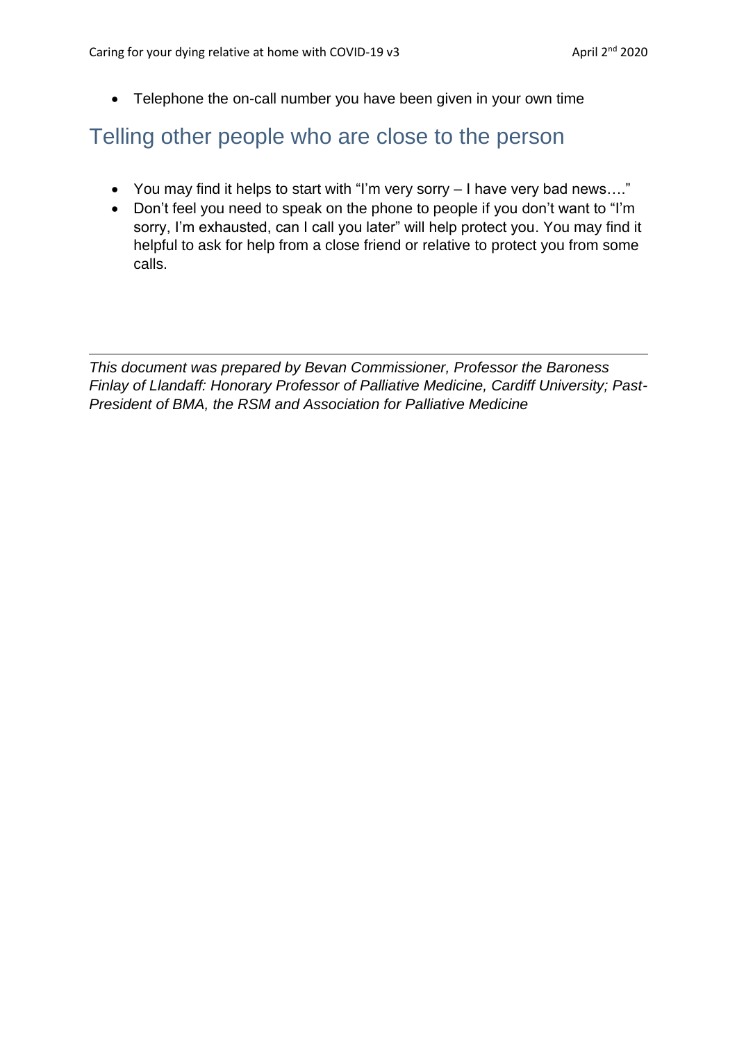- Telephone the on-call number you have been given in your own time

## Telling other people who are close to the person

- You may find it helps to start with "I'm very sorry – I have very bad news…."
- Don't feel you need to speak on the phone to people if you don't want to "I'm sorry, I'm exhausted, can I call you later" will help protect you. You may find it helpful to ask for help from a close friend or relative to protect you from some calls.

---

*This document was prepared by Bevan Commissioner, Professor the Baroness Finlay of Llandaff: Honorary Professor of Palliative Medicine, Cardiff University; Past-President of BMA, the RSM and Association for Palliative Medicine*